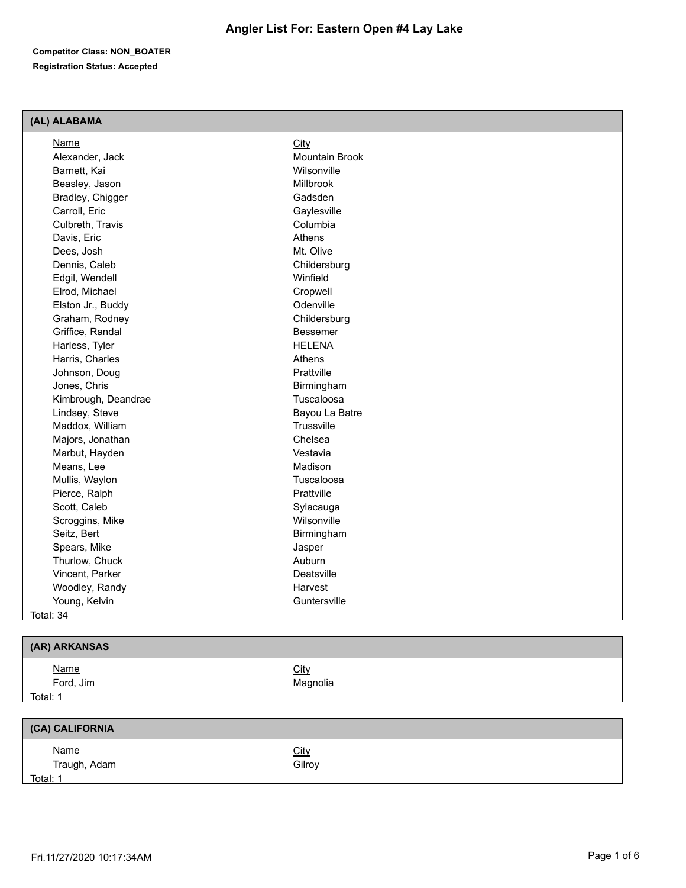# Angler List For: Eastern Open #4 Lay Lake

**Competitor Class: NON_BOATER**

**Registration Status: Accepted**

## (AL) ALABAMA

| Name | City |
|---|---|
| Alexander, Jack | Mountain Brook |
| Barnett, Kai | Wilsonville |
| Beasley, Jason | Millbrook |
| Bradley, Chigger | Gadsden |
| Carroll, Eric | Gaylesville |
| Culbreth, Travis | Columbia |
| Davis, Eric | Athens |
| Dees, Josh | Mt. Olive |
| Dennis, Caleb | Childersburg |
| Edgil, Wendell | Winfield |
| Elrod, Michael | Cropwell |
| Elston Jr., Buddy | Odenville |
| Graham, Rodney | Childersburg |
| Griffice, Randal | Bessemer |
| Harless, Tyler | HELENA |
| Harris, Charles | Athens |
| Johnson, Doug | Prattville |
| Jones, Chris | Birmingham |
| Kimbrough, Deandrae | Tuscaloosa |
| Lindsey, Steve | Bayou La Batre |
| Maddox, William | Trussville |
| Majors, Jonathan | Chelsea |
| Marbut, Hayden | Vestavia |
| Means, Lee | Madison |
| Mullis, Waylon | Tuscaloosa |
| Pierce, Ralph | Prattville |
| Scott, Caleb | Sylacauga |
| Scroggins, Mike | Wilsonville |
| Seitz, Bert | Birmingham |
| Spears, Mike | Jasper |
| Thurlow, Chuck | Auburn |
| Vincent, Parker | Deatsville |
| Woodley, Randy | Harvest |
| Young, Kelvin | Guntersville |

Total: 34

## (AR) ARKANSAS

| Name | City |
|---|---|
| Ford, Jim | Magnolia |

Total: 1

## (CA) CALIFORNIA

| Name | City |
|---|---|
| Traugh, Adam | Gilroy |

Total: 1

Fri.11/27/2020 10:17:34AM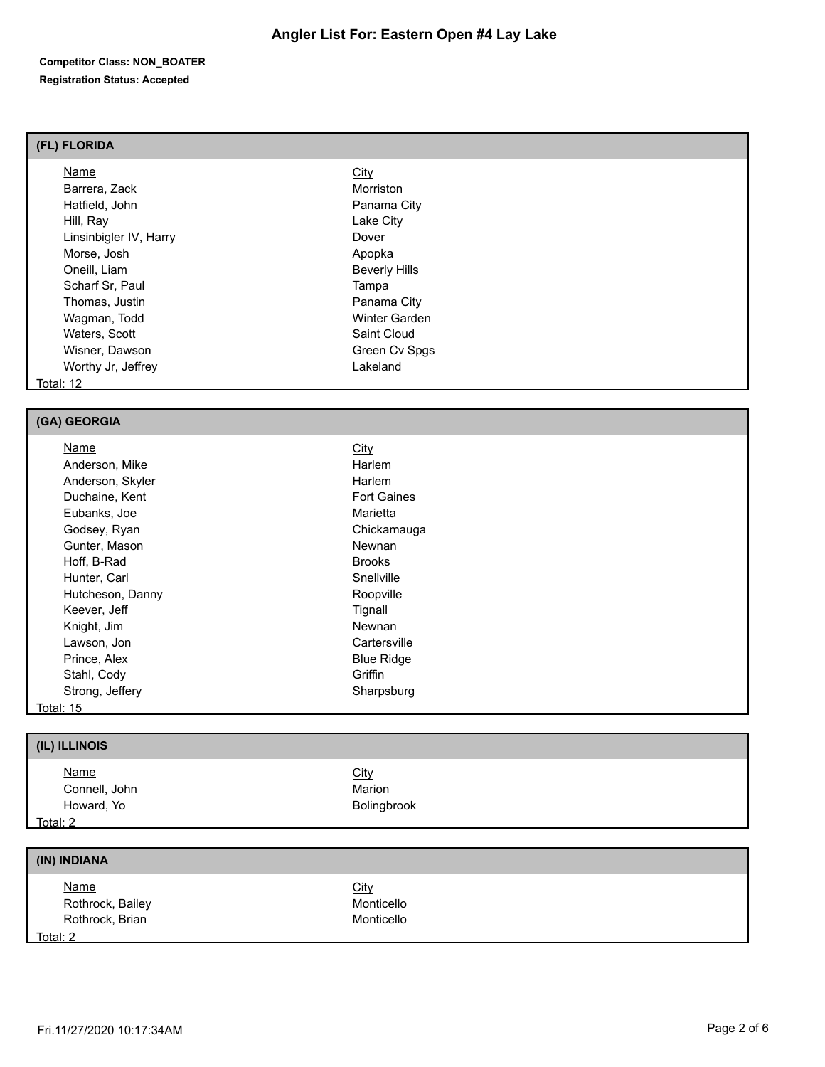# Angler List For: Eastern Open #4 Lay Lake

**Competitor Class: NON_BOATER**

**Registration Status: Accepted**

## (FL) FLORIDA

| Name | City |
|---|---|
| Barrera, Zack | Morriston |
| Hatfield, John | Panama City |
| Hill, Ray | Lake City |
| Linsinbigler IV, Harry | Dover |
| Morse, Josh | Apopka |
| Oneill, Liam | Beverly Hills |
| Scharf Sr, Paul | Tampa |
| Thomas, Justin | Panama City |
| Wagman, Todd | Winter Garden |
| Waters, Scott | Saint Cloud |
| Wisner, Dawson | Green Cv Spgs |
| Worthy Jr, Jeffrey | Lakeland |

Total: 12

## (GA) GEORGIA

| Name | City |
|---|---|
| Anderson, Mike | Harlem |
| Anderson, Skyler | Harlem |
| Duchaine, Kent | Fort Gaines |
| Eubanks, Joe | Marietta |
| Godsey, Ryan | Chickamauga |
| Gunter, Mason | Newnan |
| Hoff, B-Rad | Brooks |
| Hunter, Carl | Snellville |
| Hutcheson, Danny | Roopville |
| Keever, Jeff | Tignall |
| Knight, Jim | Newnan |
| Lawson, Jon | Cartersville |
| Prince, Alex | Blue Ridge |
| Stahl, Cody | Griffin |
| Strong, Jeffery | Sharpsburg |

Total: 15

## (IL) ILLINOIS

| Name | City |
|---|---|
| Connell, John | Marion |
| Howard, Yo | Bolingbrook |

Total: 2

## (IN) INDIANA

| Name | City |
|---|---|
| Rothrock, Bailey | Monticello |
| Rothrock, Brian | Monticello |

Total: 2

Fri.11/27/2020 10:17:34AM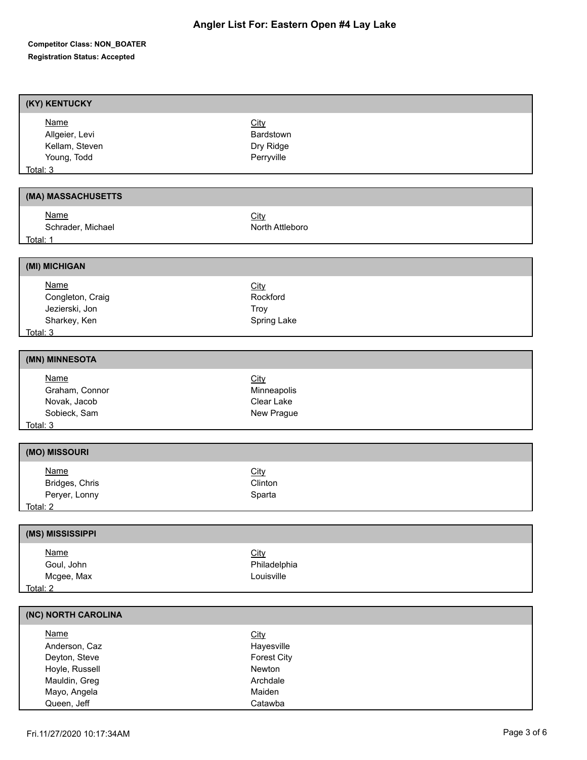# Angler List For: Eastern Open #4 Lay Lake

**Competitor Class: NON_BOATER**

**Registration Status: Accepted**

## (KY) KENTUCKY

| Name | City |
| --- | --- |
| Allgeier, Levi | Bardstown |
| Kellam, Steven | Dry Ridge |
| Young, Todd | Perryville |

Total: 3

## (MA) MASSACHUSETTS

| Name | City |
| --- | --- |
| Schrader, Michael | North Attleboro |

Total: 1

## (MI) MICHIGAN

| Name | City |
| --- | --- |
| Congleton, Craig | Rockford |
| Jezierski, Jon | Troy |
| Sharkey, Ken | Spring Lake |

Total: 3

## (MN) MINNESOTA

| Name | City |
| --- | --- |
| Graham, Connor | Minneapolis |
| Novak, Jacob | Clear Lake |
| Sobieck, Sam | New Prague |

Total: 3

## (MO) MISSOURI

| Name | City |
| --- | --- |
| Bridges, Chris | Clinton |
| Peryer, Lonny | Sparta |

Total: 2

## (MS) MISSISSIPPI

| Name | City |
| --- | --- |
| Goul, John | Philadelphia |
| Mcgee, Max | Louisville |

Total: 2

## (NC) NORTH CAROLINA

| Name | City |
| --- | --- |
| Anderson, Caz | Hayesville |
| Deyton, Steve | Forest City |
| Hoyle, Russell | Newton |
| Mauldin, Greg | Archdale |
| Mayo, Angela | Maiden |
| Queen, Jeff | Catawba |

Fri.11/27/2020 10:17:34AM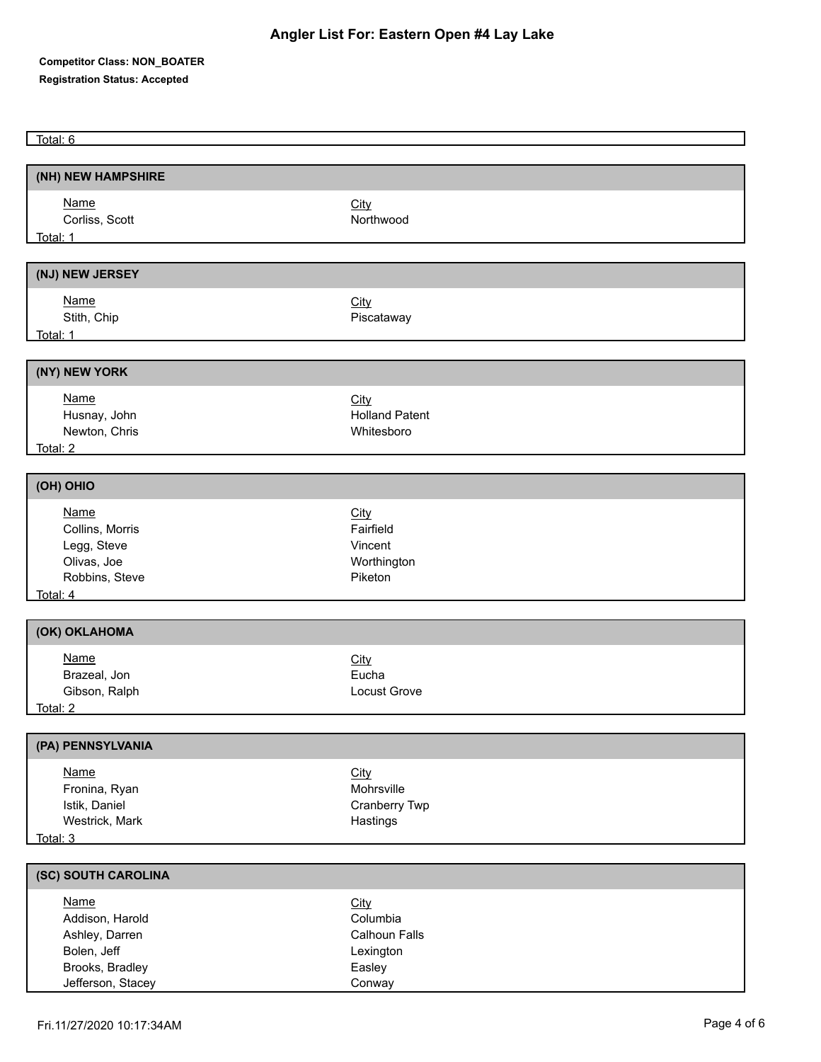# Angler List For: Eastern Open #4 Lay Lake

**Competitor Class: NON_BOATER**

**Registration Status: Accepted**

Total: 6

## (NH) NEW HAMPSHIRE

| Name | City |
|---|---|
| Corliss, Scott | Northwood |

Total: 1

## (NJ) NEW JERSEY

| Name | City |
|---|---|
| Stith, Chip | Piscataway |

Total: 1

## (NY) NEW YORK

| Name | City |
|---|---|
| Husnay, John | Holland Patent |
| Newton, Chris | Whitesboro |

Total: 2

## (OH) OHIO

| Name | City |
|---|---|
| Collins, Morris | Fairfield |
| Legg, Steve | Vincent |
| Olivas, Joe | Worthington |
| Robbins, Steve | Piketon |

Total: 4

## (OK) OKLAHOMA

| Name | City |
|---|---|
| Brazeal, Jon | Eucha |
| Gibson, Ralph | Locust Grove |

Total: 2

## (PA) PENNSYLVANIA

| Name | City |
|---|---|
| Fronina, Ryan | Mohrsville |
| Istik, Daniel | Cranberry Twp |
| Westrick, Mark | Hastings |

Total: 3

## (SC) SOUTH CAROLINA

| Name | City |
|---|---|
| Addison, Harold | Columbia |
| Ashley, Darren | Calhoun Falls |
| Bolen, Jeff | Lexington |
| Brooks, Bradley | Easley |
| Jefferson, Stacey | Conway |

Fri.11/27/2020 10:17:34AM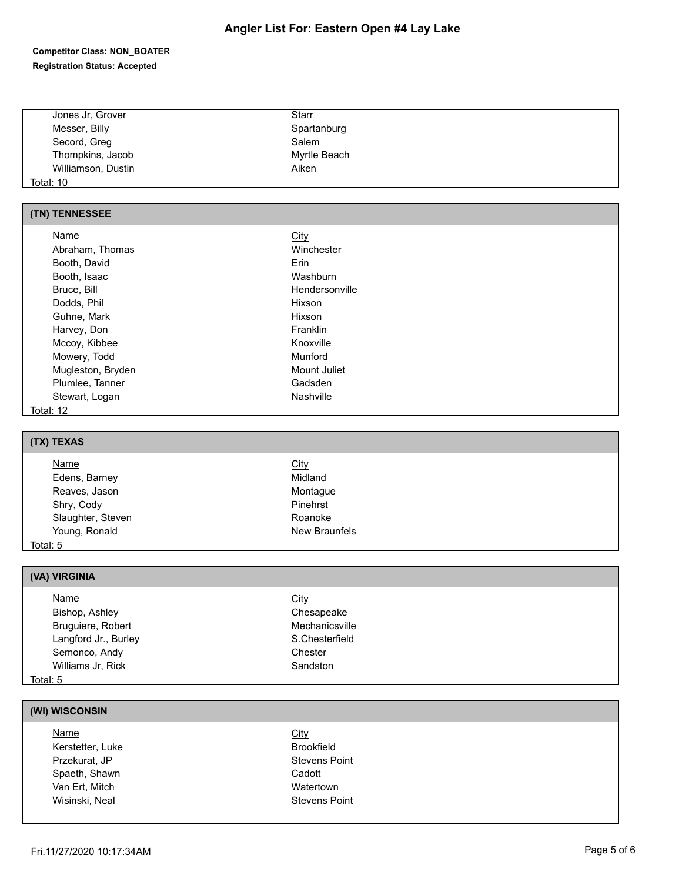# Angler List For: Eastern Open #4 Lay Lake

**Competitor Class: NON_BOATER**

**Registration Status: Accepted**

| Name | City |
|---|---|
| Jones Jr, Grover | Starr |
| Messer, Billy | Spartanburg |
| Secord, Greg | Salem |
| Thompkins, Jacob | Myrtle Beach |
| Williamson, Dustin | Aiken |

Total: 10

## (TN) TENNESSEE

| Name | City |
|---|---|
| Abraham, Thomas | Winchester |
| Booth, David | Erin |
| Booth, Isaac | Washburn |
| Bruce, Bill | Hendersonville |
| Dodds, Phil | Hixson |
| Guhne, Mark | Hixson |
| Harvey, Don | Franklin |
| Mccoy, Kibbee | Knoxville |
| Mowery, Todd | Munford |
| Mugleston, Bryden | Mount Juliet |
| Plumlee, Tanner | Gadsden |
| Stewart, Logan | Nashville |

Total: 12

## (TX) TEXAS

| Name | City |
|---|---|
| Edens, Barney | Midland |
| Reaves, Jason | Montague |
| Shry, Cody | Pinehrst |
| Slaughter, Steven | Roanoke |
| Young, Ronald | New Braunfels |

Total: 5

## (VA) VIRGINIA

| Name | City |
|---|---|
| Bishop, Ashley | Chesapeake |
| Bruguiere, Robert | Mechanicsville |
| Langford Jr., Burley | S.Chesterfield |
| Semonco, Andy | Chester |
| Williams Jr, Rick | Sandston |

Total: 5

## (WI) WISCONSIN

| Name | City |
|---|---|
| Kerstetter, Luke | Brookfield |
| Przekurat, JP | Stevens Point |
| Spaeth, Shawn | Cadott |
| Van Ert, Mitch | Watertown |
| Wisinski, Neal | Stevens Point |

Fri.11/27/2020 10:17:34AM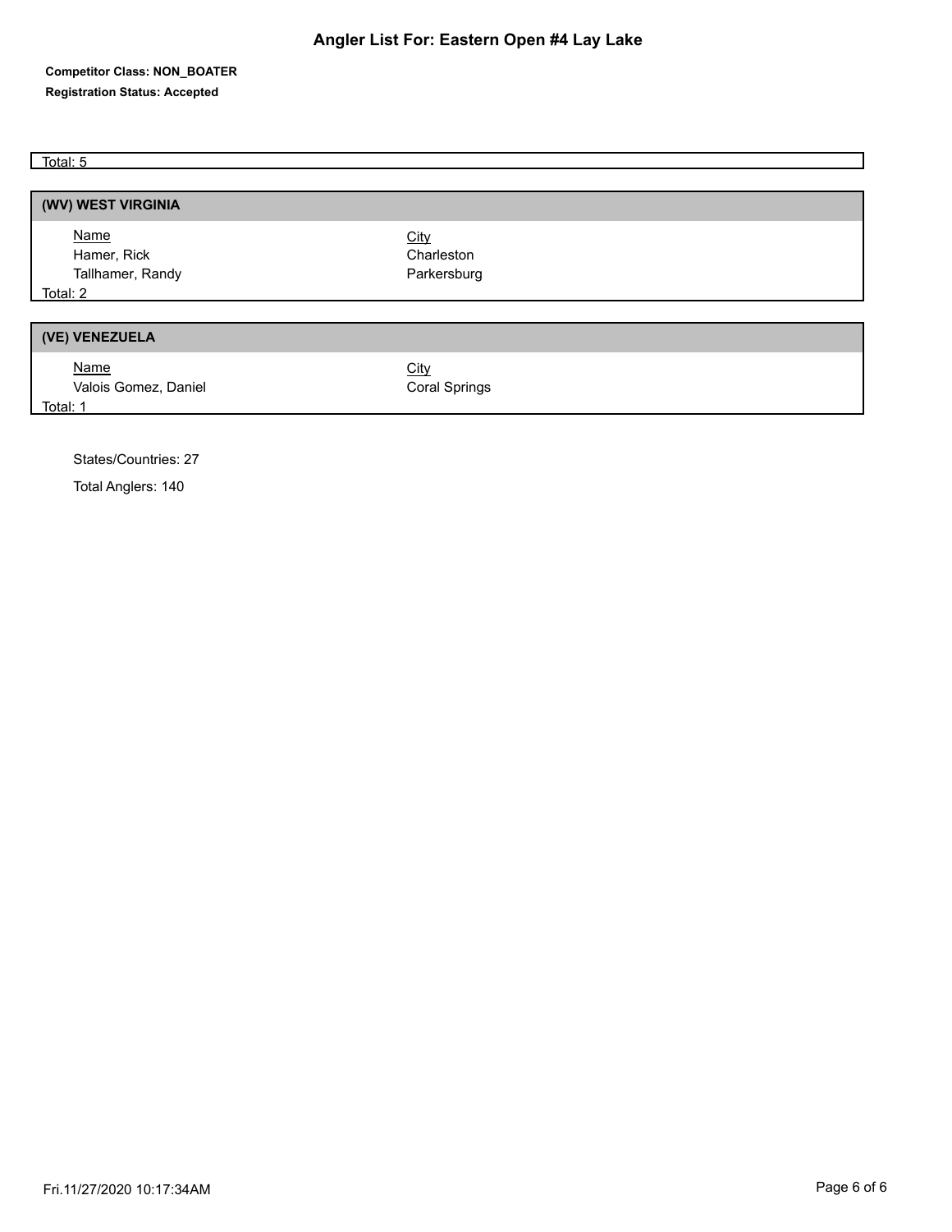## Angler List For: Eastern Open #4 Lay Lake

**Competitor Class: NON_BOATER**

**Registration Status: Accepted**

Total: 5

### (WV) WEST VIRGINIA

| Name | City |
| --- | --- |
| Hamer, Rick | Charleston |
| Tallhamer, Randy | Parkersburg |

Total: 2

### (VE) VENEZUELA

| Name | City |
| --- | --- |
| Valois Gomez, Daniel | Coral Springs |

Total: 1

States/Countries: 27

Total Anglers: 140

Fri.11/27/2020 10:17:34AM